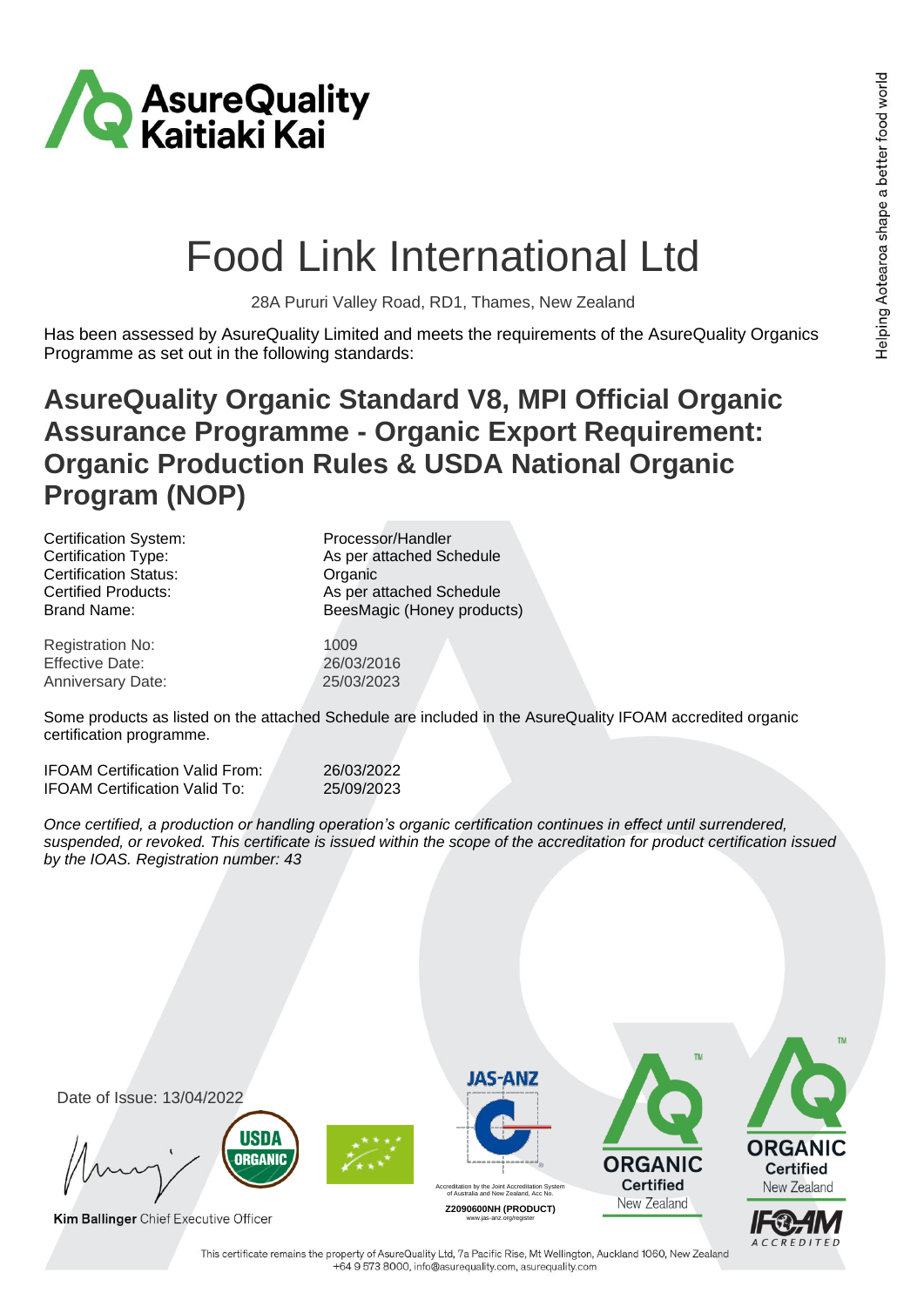AsureQuality Kaitiaki Kai

# Food Link International Ltd

28A Pururi Valley Road, RD1, Thames, New Zealand

Has been assessed by AsureQuality Limited and meets the requirements of the AsureQuality Organics Programme as set out in the following standards:

## AsureQuality Organic Standard V8, MPI Official Organic Assurance Programme - Organic Export Requirement: Organic Production Rules & USDA National Organic Program (NOP)

| | |
|---|---|
| Certification System: | Processor/Handler |
| Certification Type: | As per attached Schedule |
| Certification Status: | Organic |
| Certified Products: | As per attached Schedule |
| Brand Name: | BeesMagic (Honey products) |

| | |
|---|---|
| Registration No: | 1009 |
| Effective Date: | 26/03/2016 |
| Anniversary Date: | 25/03/2023 |

Some products as listed on the attached Schedule are included in the AsureQuality IFOAM accredited organic certification programme.

| | |
|---|---|
| IFOAM Certification Valid From: | 26/03/2022 |
| IFOAM Certification Valid To: | 25/09/2023 |

*Once certified, a production or handling operation's organic certification continues in effect until surrendered, suspended, or revoked. This certificate is issued within the scope of the accreditation for product certification issued by the IOAS. Registration number: 43*

Date of Issue: 13/04/2022

**Kim Ballinger** Chief Executive Officer

USDA ORGANIC

JAS-ANZ

Accreditation by the Joint Accreditation System of Australia and New Zealand, Acc No.

**Z2090600NH (PRODUCT)**

www.jas-anz.org/register

ORGANIC Certified New Zealand

ORGANIC Certified New Zealand

IFOAM ACCREDITED

Helping Aotearoa shape a better food world

This certificate remains the property of AsureQuality Ltd, 7a Pacific Rise, Mt Wellington, Auckland 1060, New Zealand +64 9 573 8000, info@asurequality.com, asurequality.com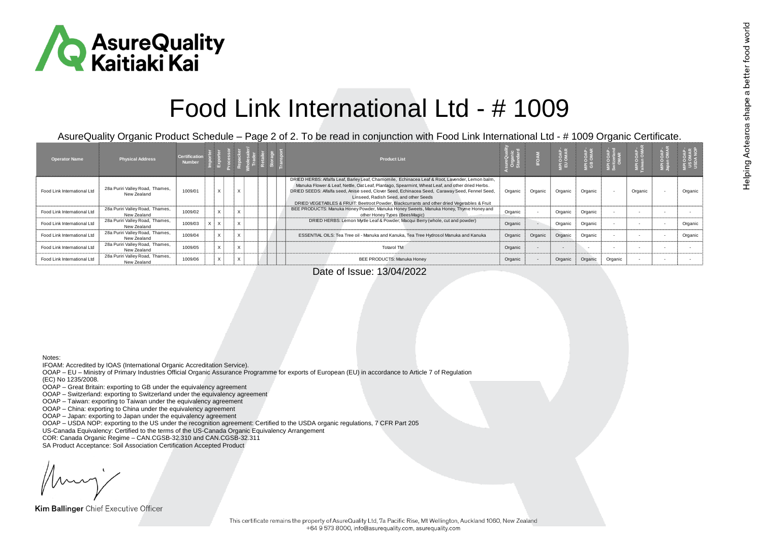# Food Link International Ltd - # 1009

AsureQuality Organic Product Schedule – Page 2 of 2. To be read in conjunction with Food Link International Ltd - # 1009 Organic Certificate.

| Operator Name | Physical Address | Certification Number | Importer | Exporter | Processor | Repacker | Wholesaler/Trader | Retailer | Storage | Transport | Product List | AsureQuality Organic Standard | IFOAM | MPI OOAP - EU OMAR | MPI OOAP - GB OMAR | MPI OOAP - Switzerland OMAR | MPI OOAP - Taiwan OMAR | MPI OOAP - Japan OMAR | MPI OOAP - US OMAR USDA NOP |
|---|---|---|---|---|---|---|---|---|---|---|---|---|---|---|---|---|---|---|---|
| Food Link International Ltd | 28a Puriri Valley Road, Thames, New Zealand | 1009/01 | | X | | X | | | | | DRIED HERBS: Alfalfa Leaf, Barley Leaf, Chamomile, Echinacea Leaf & Root, Lavender, Lemon balm, Manuka Flower & Leaf, Nettle, Oat Leaf, Plantago, Spearmint, Wheat Leaf, and other dried Herbs. DRIED SEEDS: Alfalfa seed, Anise seed, Clover Seed, Echinacea Seed, Caraway Seed, Fennel Seed, Linseed, Radish Seed, and other Seeds DRIED VEGETABLES & FRUIT: Beetroot Powder, Blackcurrants and other dried Vegetables & Fruit | Organic | Organic | Organic | Organic | - | Organic | - | Organic |
| Food Link International Ltd | 28a Puriri Valley Road, Thames, New Zealand | 1009/02 | | X | | X | | | | | BEE PRODUCTS: Manuka Honey Powder, Manuka Honey Sweets, Manuka Honey, Thyme Honey and other Honey Types (Bees Magic) | Organic | - | Organic | Organic | - | - | - | - |
| Food Link International Ltd | 28a Puriri Valley Road, Thames, New Zealand | 1009/03 | X | X | | X | | | | | DRIED HERBS: Lemon Myrtle Leaf & Powder; Macqui Berry (whole, cut and powder) | Organic | - | Organic | Organic | - | - | - | Organic |
| Food Link International Ltd | 28a Puriri Valley Road, Thames, New Zealand | 1009/04 | | X | | X | | | | | ESSENTIAL OILS: Tea Tree oil - Manuka and Kanuka, Tea Tree Hydrosol Manuka and Kanuka | Organic | Organic | Organic | Organic | - | - | - | Organic |
| Food Link International Ltd | 28a Puriri Valley Road, Thames, New Zealand | 1009/05 | | X | | X | | | | | Totarol TM | Organic | - | - | - | - | - | - | - |
| Food Link International Ltd | 28a Puriri Valley Road, Thames, New Zealand | 1009/06 | | X | | X | | | | | BEE PRODUCTS: Manuka Honey | Organic | - | Organic | Organic | Organic | - | - | - |

Date of Issue: 13/04/2022

Notes:

IFOAM: Accredited by IOAS (International Organic Accreditation Service).
OOAP – EU – Ministry of Primary Industries Official Organic Assurance Programme for exports of European (EU) in accordance to Article 7 of Regulation (EC) No 1235/2008.
OOAP – Great Britain: exporting to GB under the equivalency agreement
OOAP – Switzerland: exporting to Switzerland under the equivalency agreement
OOAP – Taiwan: exporting to Taiwan under the equivalency agreement
OOAP – China: exporting to China under the equivalency agreement
OOAP – Japan: exporting to Japan under the equivalency agreement
OOAP – USDA NOP: exporting to the US under the recognition agreement: Certified to the USDA organic regulations, 7 CFR Part 205
US-Canada Equivalency: Certified to the terms of the US-Canada Organic Equivalency Arrangement
COR: Canada Organic Regime – CAN.CGSB-32.310 and CAN.CGSB-32.311
SA Product Acceptance: Soil Association Certification Accepted Product

**Kim Ballinger** Chief Executive Officer

This certificate remains the property of AsureQuality Ltd, 7a Pacific Rise, Mt Wellington, Auckland 1060, New Zealand
+64 9 573 8000, info@asurequality.com, asurequality.com